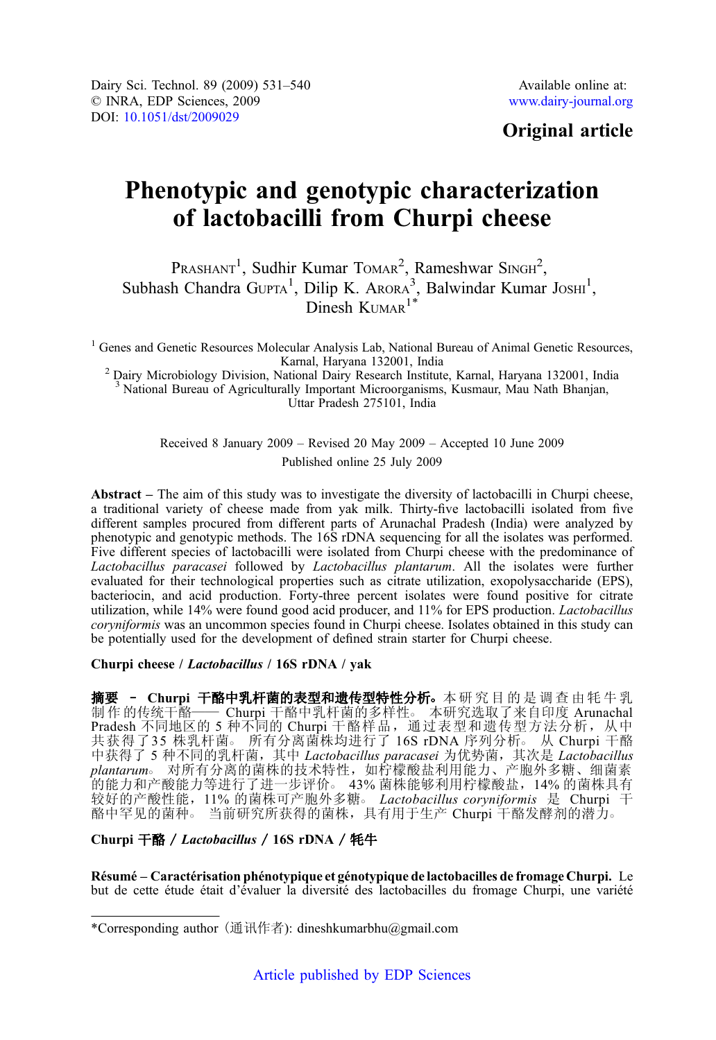**Original article**

# Phenotypic and genotypic characterization of lactobacilli from Churpi cheese

Prashant[1], Sudhir Kumar Tomar[2], Rameshwar Singh[2], Subhash Chandra Gupta[1], Dilip K. Arora[3], Balwindar Kumar Joshi[1], Dinesh Kumar[1*]

[1] Genes and Genetic Resources Molecular Analysis Lab, National Bureau of Animal Genetic Resources, Karnal, Haryana 132001, India
[2] Dairy Microbiology Division, National Dairy Research Institute, Karnal, Haryana 132001, India
[3] National Bureau of Agriculturally Important Microorganisms, Kusmaur, Mau Nath Bhanjan, Uttar Pradesh 275101, India

Received 8 January 2009 – Revised 20 May 2009 – Accepted 10 June 2009

Published online 25 July 2009

**Abstract** – The aim of this study was to investigate the diversity of lactobacilli in Churpi cheese, a traditional variety of cheese made from yak milk. Thirty-five lactobacilli isolated from five different samples procured from different parts of Arunachal Pradesh (India) were analyzed by phenotypic and genotypic methods. The 16S rDNA sequencing for all the isolates was performed. Five different species of lactobacilli were isolated from Churpi cheese with the predominance of *Lactobacillus paracasei* followed by *Lactobacillus plantarum*. All the isolates were further evaluated for their technological properties such as citrate utilization, exopolysaccharide (EPS), bacteriocin, and acid production. Forty-three percent isolates were found positive for citrate utilization, while 14% were found good acid producer, and 11% for EPS production. *Lactobacillus coryniformis* was an uncommon species found in Churpi cheese. Isolates obtained in this study can be potentially used for the development of defined strain starter for Churpi cheese.

**Churpi cheese / *Lactobacillus* / 16S rDNA / yak**

**摘要 – Churpi 干酪中乳杆菌的表型和遗传型特性分析。** 本研究目的是调查由牦牛乳制作的传统干酪—— Churpi 干酪中乳杆菌的多样性。本研究选取了来自印度 Arunachal Pradesh 不同地区的 5 种不同的 Churpi 干酪样品，通过表型和遗传型方法分析，从中共获得了35 株乳杆菌。所有分离菌株均进行了 16S rDNA 序列分析。从 Churpi 干酪中获得了 5 种不同的乳杆菌，其中 *Lactobacillus paracasei* 为优势菌，其次是 *Lactobacillus plantarum*。对所有分离的菌株的技术特性，如柠檬酸盐利用能力、产胞外多糖、细菌素的能力和产酸能力等进行了进一步评价。43% 菌株能够利用柠檬酸盐，14% 的菌株具有较好的产酸性能，11% 的菌株可产胞外多糖。*Lactobacillus coryniformis* 是 Churpi 干酪中罕见的菌种。当前研究所获得的菌株，具有用于生产 Churpi 干酪发酵剂的潜力。

**Churpi 干酪 / *Lactobacillus* / 16S rDNA / 牦牛**

**Résumé – Caractérisation phénotypique et génotypique de lactobacilles de fromage Churpi.** Le but de cette étude était d'évaluer la diversité des lactobacilles du fromage Churpi, une variété

*Corresponding author (通讯作者): dineshkumarbhu@gmail.com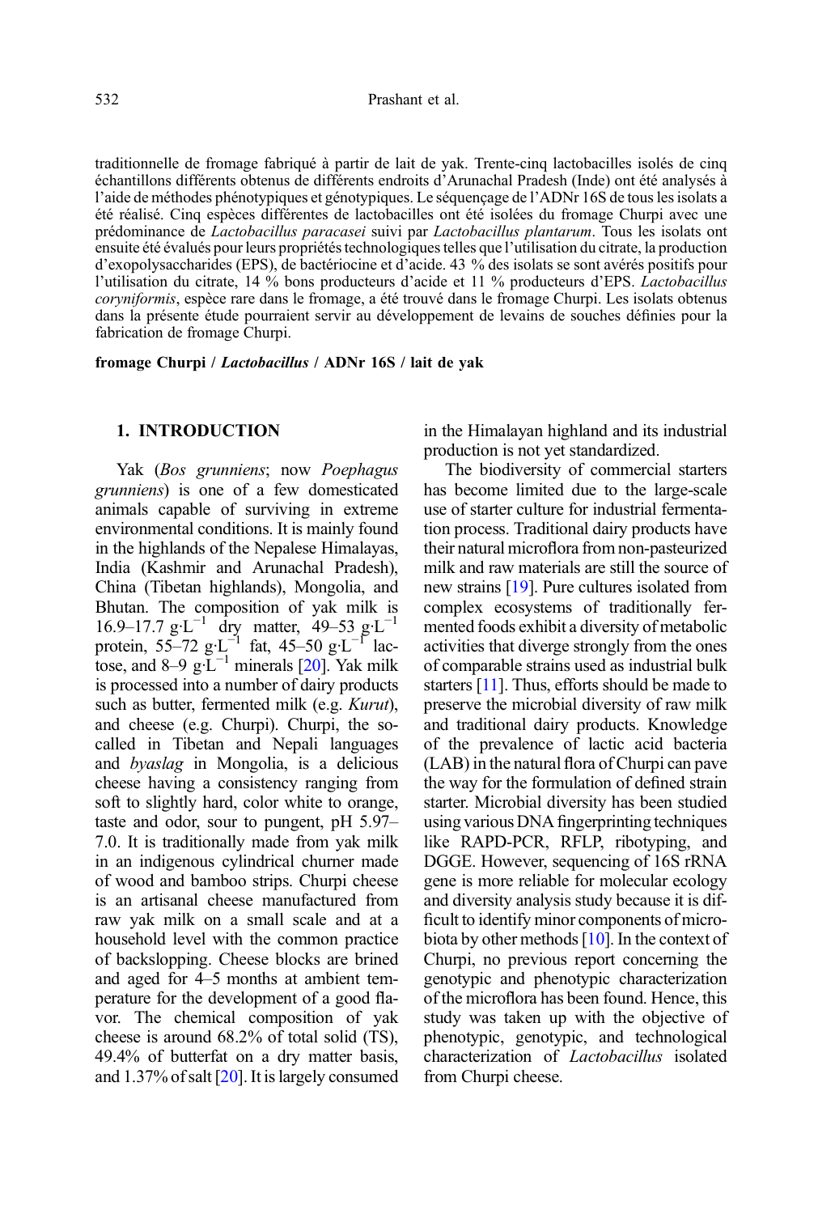traditionnelle de fromage fabriqué à partir de lait de yak. Trente-cinq lactobacilles isolés de cinq échantillons différents obtenus de différents endroits d'Arunachal Pradesh (Inde) ont été analysés à l'aide de méthodes phénotypiques et génotypiques. Le séquençage de l'ADNr 16S de tous les isolats a été réalisé. Cinq espèces différentes de lactobacilles ont été isolées du fromage Churpi avec une prédominance de *Lactobacillus paracasei* suivi par *Lactobacillus plantarum*. Tous les isolats ont ensuite été évalués pour leurs propriétés technologiques telles que l'utilisation du citrate, la production d'exopolysaccharides (EPS), de bactériocine et d'acide. 43 % des isolats se sont avérés positifs pour l'utilisation du citrate, 14 % bons producteurs d'acide et 11 % producteurs d'EPS. *Lactobacillus coryniformis*, espèce rare dans le fromage, a été trouvé dans le fromage Churpi. Les isolats obtenus dans la présente étude pourraient servir au développement de levains de souches définies pour la fabrication de fromage Churpi.

**fromage Churpi / *Lactobacillus* / ADNr 16S / lait de yak**

## 1. INTRODUCTION

Yak (*Bos grunniens*; now *Poephagus grunniens*) is one of a few domesticated animals capable of surviving in extreme environmental conditions. It is mainly found in the highlands of the Nepalese Himalayas, India (Kashmir and Arunachal Pradesh), China (Tibetan highlands), Mongolia, and Bhutan. The composition of yak milk is 16.9–17.7 $g \cdot L^{-1}$ dry matter, 49–53 $g \cdot L^{-1}$ protein, 55–72 $g \cdot L^{-1}$ fat, 45–50 $g \cdot L^{-1}$ lactose, and 8–9 $g \cdot L^{-1}$ minerals [20]. Yak milk is processed into a number of dairy products such as butter, fermented milk (e.g. *Kurut*), and cheese (e.g. Churpi). Churpi, the so-called in Tibetan and Nepali languages and *byaslag* in Mongolia, is a delicious cheese having a consistency ranging from soft to slightly hard, color white to orange, taste and odor, sour to pungent, pH 5.97–7.0. It is traditionally made from yak milk in an indigenous cylindrical churner made of wood and bamboo strips. Churpi cheese is an artisanal cheese manufactured from raw yak milk on a small scale and at a household level with the common practice of backslopping. Cheese blocks are brined and aged for 4–5 months at ambient temperature for the development of a good flavor. The chemical composition of yak cheese is around 68.2% of total solid (TS), 49.4% of butterfat on a dry matter basis, and 1.37% of salt [20]. It is largely consumed in the Himalayan highland and its industrial production is not yet standardized.

The biodiversity of commercial starters has become limited due to the large-scale use of starter culture for industrial fermentation process. Traditional dairy products have their natural microflora from non-pasteurized milk and raw materials are still the source of new strains [19]. Pure cultures isolated from complex ecosystems of traditionally fermented foods exhibit a diversity of metabolic activities that diverge strongly from the ones of comparable strains used as industrial bulk starters [11]. Thus, efforts should be made to preserve the microbial diversity of raw milk and traditional dairy products. Knowledge of the prevalence of lactic acid bacteria (LAB) in the natural flora of Churpi can pave the way for the formulation of defined strain starter. Microbial diversity has been studied using various DNA fingerprinting techniques like RAPD-PCR, RFLP, ribotyping, and DGGE. However, sequencing of 16S rRNA gene is more reliable for molecular ecology and diversity analysis study because it is difficult to identify minor components of microbiota by other methods [10]. In the context of Churpi, no previous report concerning the genotypic and phenotypic characterization of the microflora has been found. Hence, this study was taken up with the objective of phenotypic, genotypic, and technological characterization of *Lactobacillus* isolated from Churpi cheese.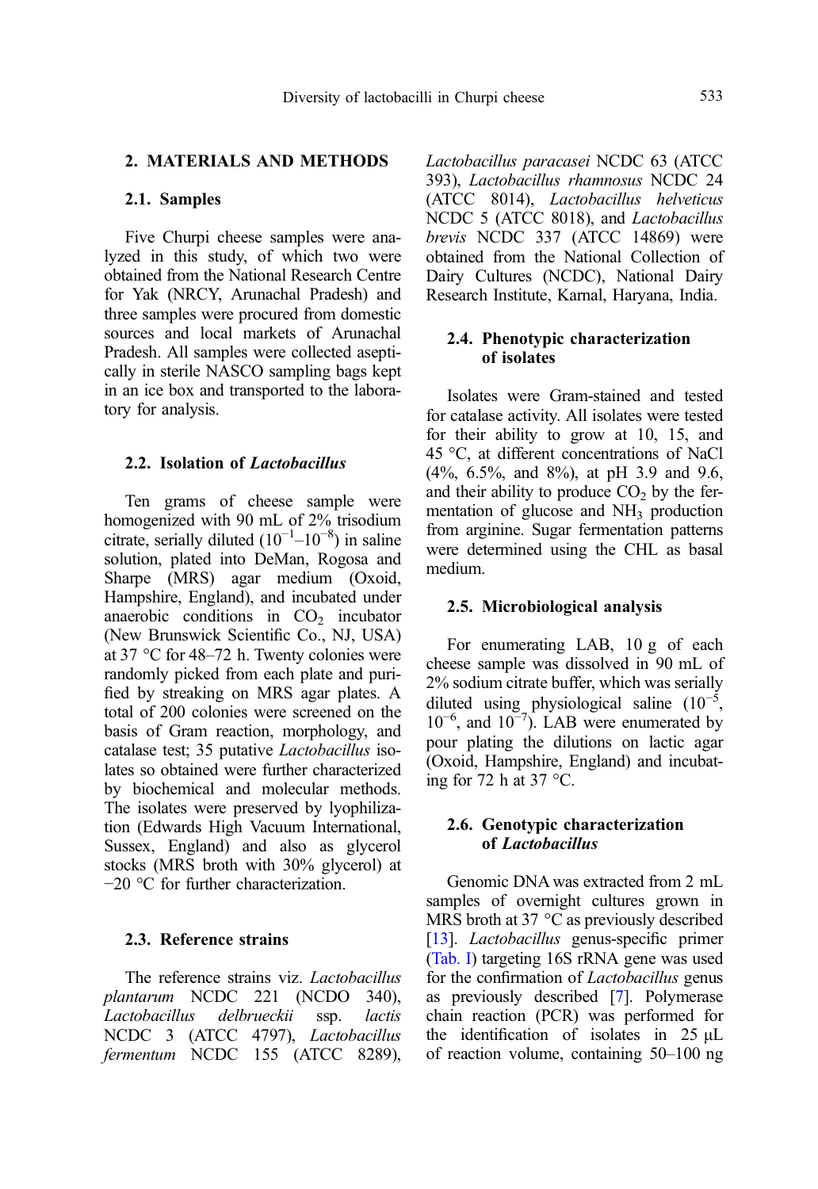## 2. MATERIALS AND METHODS

### 2.1. Samples

Five Churpi cheese samples were analyzed in this study, of which two were obtained from the National Research Centre for Yak (NRCY, Arunachal Pradesh) and three samples were procured from domestic sources and local markets of Arunachal Pradesh. All samples were collected aseptically in sterile NASCO sampling bags kept in an ice box and transported to the laboratory for analysis.

### 2.2. Isolation of *Lactobacillus*

Ten grams of cheese sample were homogenized with 90 mL of 2% trisodium citrate, serially diluted ($10^{-1}$–$10^{-8}$) in saline solution, plated into DeMan, Rogosa and Sharpe (MRS) agar medium (Oxoid, Hampshire, England), and incubated under anaerobic conditions in $CO_2$ incubator (New Brunswick Scientific Co., NJ, USA) at 37 °C for 48–72 h. Twenty colonies were randomly picked from each plate and purified by streaking on MRS agar plates. A total of 200 colonies were screened on the basis of Gram reaction, morphology, and catalase test; 35 putative *Lactobacillus* isolates so obtained were further characterized by biochemical and molecular methods. The isolates were preserved by lyophilization (Edwards High Vacuum International, Sussex, England) and also as glycerol stocks (MRS broth with 30% glycerol) at −20 °C for further characterization.

### 2.3. Reference strains

The reference strains viz. *Lactobacillus plantarum* NCDC 221 (NCDO 340), *Lactobacillus delbrueckii* ssp. *lactis* NCDC 3 (ATCC 4797), *Lactobacillus fermentum* NCDC 155 (ATCC 8289), *Lactobacillus paracasei* NCDC 63 (ATCC 393), *Lactobacillus rhamnosus* NCDC 24 (ATCC 8014), *Lactobacillus helveticus* NCDC 5 (ATCC 8018), and *Lactobacillus brevis* NCDC 337 (ATCC 14869) were obtained from the National Collection of Dairy Cultures (NCDC), National Dairy Research Institute, Karnal, Haryana, India.

### 2.4. Phenotypic characterization of isolates

Isolates were Gram-stained and tested for catalase activity. All isolates were tested for their ability to grow at 10, 15, and 45 °C, at different concentrations of NaCl (4%, 6.5%, and 8%), at pH 3.9 and 9.6, and their ability to produce $CO_2$ by the fermentation of glucose and $NH_3$ production from arginine. Sugar fermentation patterns were determined using the CHL as basal medium.

### 2.5. Microbiological analysis

For enumerating LAB, 10 g of each cheese sample was dissolved in 90 mL of 2% sodium citrate buffer, which was serially diluted using physiological saline ($10^{-5}$, $10^{-6}$, and $10^{-7}$). LAB were enumerated by pour plating the dilutions on lactic agar (Oxoid, Hampshire, England) and incubating for 72 h at 37 °C.

### 2.6. Genotypic characterization of *Lactobacillus*

Genomic DNA was extracted from 2 mL samples of overnight cultures grown in MRS broth at 37 °C as previously described [13]. *Lactobacillus* genus-specific primer (Tab. I) targeting 16S rRNA gene was used for the confirmation of *Lactobacillus* genus as previously described [7]. Polymerase chain reaction (PCR) was performed for the identification of isolates in 25 μL of reaction volume, containing 50–100 ng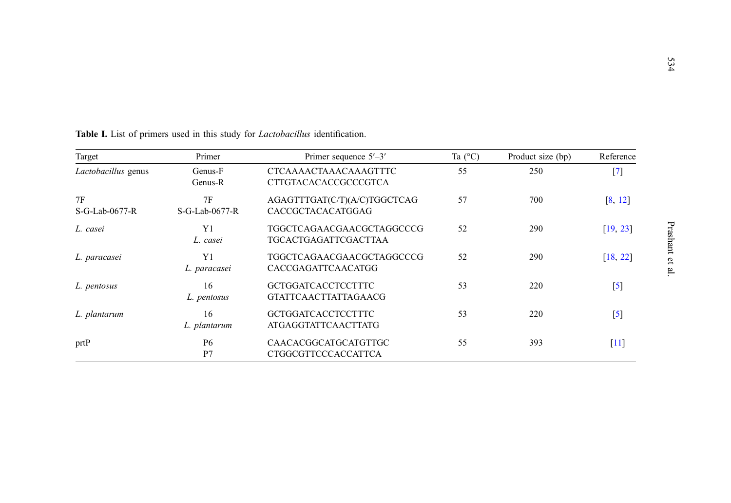**Table I.** List of primers used in this study for *Lactobacillus* identification.

| Target | Primer | Primer sequence 5′–3′ | Ta (°C) | Product size (bp) | Reference |
|---|---|---|---|---|---|
| *Lactobacillus* genus | Genus-F | CTCAAAACTAAACAAAGTTTC | 55 | 250 | [7] |
| | Genus-R | CTTGTACACACCGCCCGTCA | | | |
| 7F | 7F | AGAGTTTGAT(C/T)(A/C)TGGCTCAG | 57 | 700 | [8, 12] |
| S-G-Lab-0677-R | S-G-Lab-0677-R | CACCGCTACACATGGAG | | | |
| *L. casei* | Y1 | TGGCTCAGAACGAACGCTAGGCCCG | 52 | 290 | [19, 23] |
| | *L. casei* | TGCACTGAGATTCGACTTAA | | | |
| *L. paracasei* | Y1 | TGGCTCAGAACGAACGCTAGGCCCG | 52 | 290 | [18, 22] |
| | *L. paracasei* | CACCGAGATTCAACATGG | | | |
| *L. pentosus* | 16 | GCTGGATCACCTCCTTTC | 53 | 220 | [5] |
| | *L. pentosus* | GTATTCAACTTATTAGAACG | | | |
| *L. plantarum* | 16 | GCTGGATCACCTCCTTTC | 53 | 220 | [5] |
| | *L. plantarum* | ATGAGGTATTCAACTTATG | | | |
| prtP | P6 | CAACACGGCATGCATGTTGC | 55 | 393 | [11] |
| | P7 | CTGGCGTTCCCACCATTCA | | | |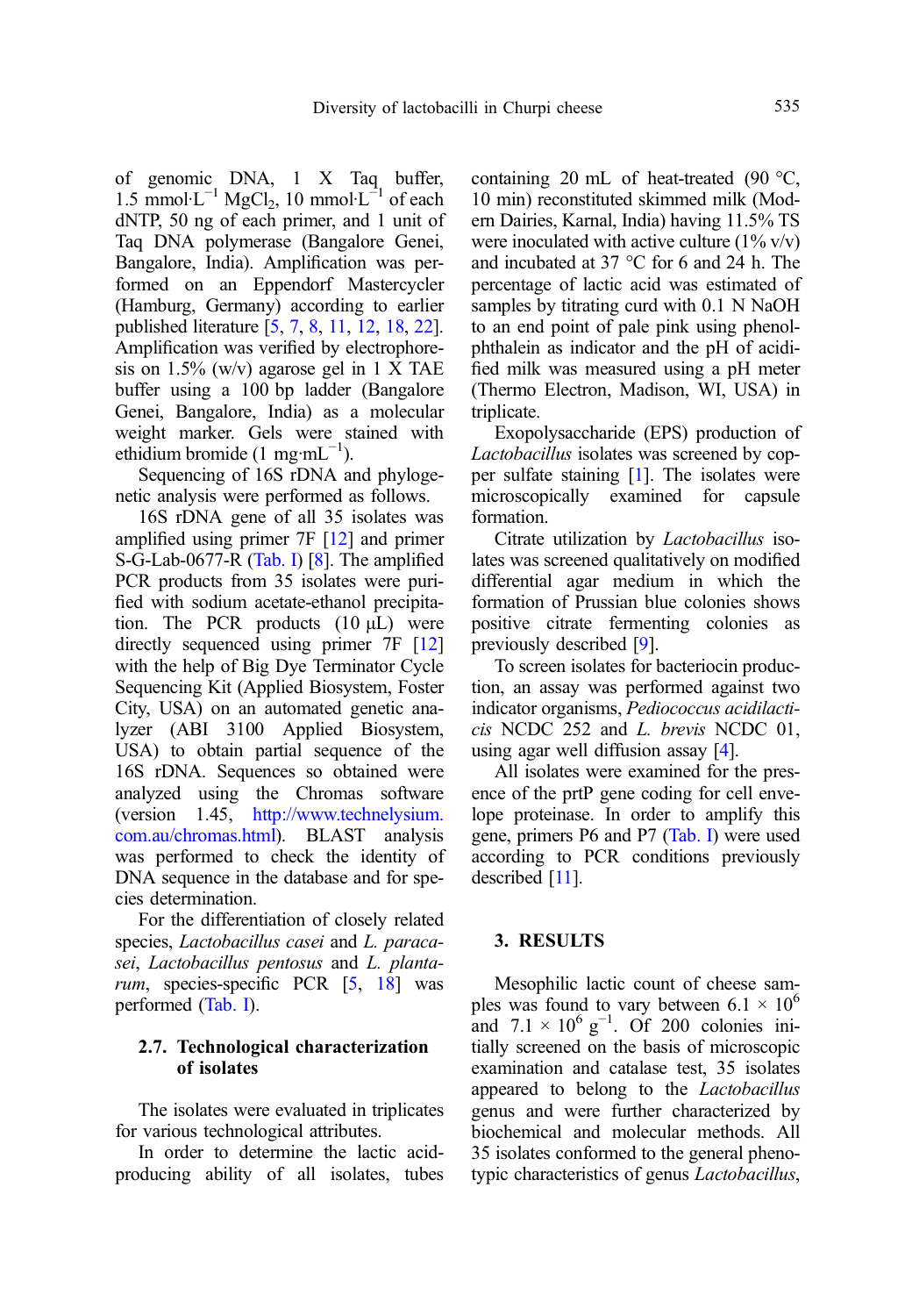of genomic DNA, 1 X Taq buffer, 1.5 $mmol \cdot L^{-1}$ $MgCl_2$, 10 $mmol \cdot L^{-1}$ of each dNTP, 50 ng of each primer, and 1 unit of Taq DNA polymerase (Bangalore Genei, Bangalore, India). Amplification was performed on an Eppendorf Mastercycler (Hamburg, Germany) according to earlier published literature [5, 7, 8, 11, 12, 18, 22]. Amplification was verified by electrophoresis on 1.5% (w/v) agarose gel in 1 X TAE buffer using a 100 bp ladder (Bangalore Genei, Bangalore, India) as a molecular weight marker. Gels were stained with ethidium bromide (1 $mg \cdot mL^{-1}$).

Sequencing of 16S rDNA and phylogenetic analysis were performed as follows.

16S rDNA gene of all 35 isolates was amplified using primer 7F [12] and primer S-G-Lab-0677-R (Tab. I) [8]. The amplified PCR products from 35 isolates were purified with sodium acetate-ethanol precipitation. The PCR products (10 μL) were directly sequenced using primer 7F [12] with the help of Big Dye Terminator Cycle Sequencing Kit (Applied Biosystem, Foster City, USA) on an automated genetic analyzer (ABI 3100 Applied Biosystem, USA) to obtain partial sequence of the 16S rDNA. Sequences so obtained were analyzed using the Chromas software (version 1.45, http://www.technelysium.com.au/chromas.html). BLAST analysis was performed to check the identity of DNA sequence in the database and for species determination.

For the differentiation of closely related species, *Lactobacillus casei* and *L. paracasei*, *Lactobacillus pentosus* and *L. plantarum*, species-specific PCR [5, 18] was performed (Tab. I).

### 2.7. Technological characterization of isolates

The isolates were evaluated in triplicates for various technological attributes.

In order to determine the lactic acid-producing ability of all isolates, tubes containing 20 mL of heat-treated (90 °C, 10 min) reconstituted skimmed milk (Modern Dairies, Karnal, India) having 11.5% TS were inoculated with active culture (1% v/v) and incubated at 37 °C for 6 and 24 h. The percentage of lactic acid was estimated of samples by titrating curd with 0.1 N NaOH to an end point of pale pink using phenolphthalein as indicator and the pH of acidified milk was measured using a pH meter (Thermo Electron, Madison, WI, USA) in triplicate.

Exopolysaccharide (EPS) production of *Lactobacillus* isolates was screened by copper sulfate staining [1]. The isolates were microscopically examined for capsule formation.

Citrate utilization by *Lactobacillus* isolates was screened qualitatively on modified differential agar medium in which the formation of Prussian blue colonies shows positive citrate fermenting colonies as previously described [9].

To screen isolates for bacteriocin production, an assay was performed against two indicator organisms, *Pediococcus acidilactici* NCDC 252 and *L. brevis* NCDC 01, using agar well diffusion assay [4].

All isolates were examined for the presence of the prtP gene coding for cell envelope proteinase. In order to amplify this gene, primers P6 and P7 (Tab. I) were used according to PCR conditions previously described [11].

## 3. RESULTS

Mesophilic lactic count of cheese samples was found to vary between $6.1 \times 10^6$ and $7.1 \times 10^6$ $g^{-1}$. Of 200 colonies initially screened on the basis of microscopic examination and catalase test, 35 isolates appeared to belong to the *Lactobacillus* genus and were further characterized by biochemical and molecular methods. All 35 isolates conformed to the general phenotypic characteristics of genus *Lactobacillus*,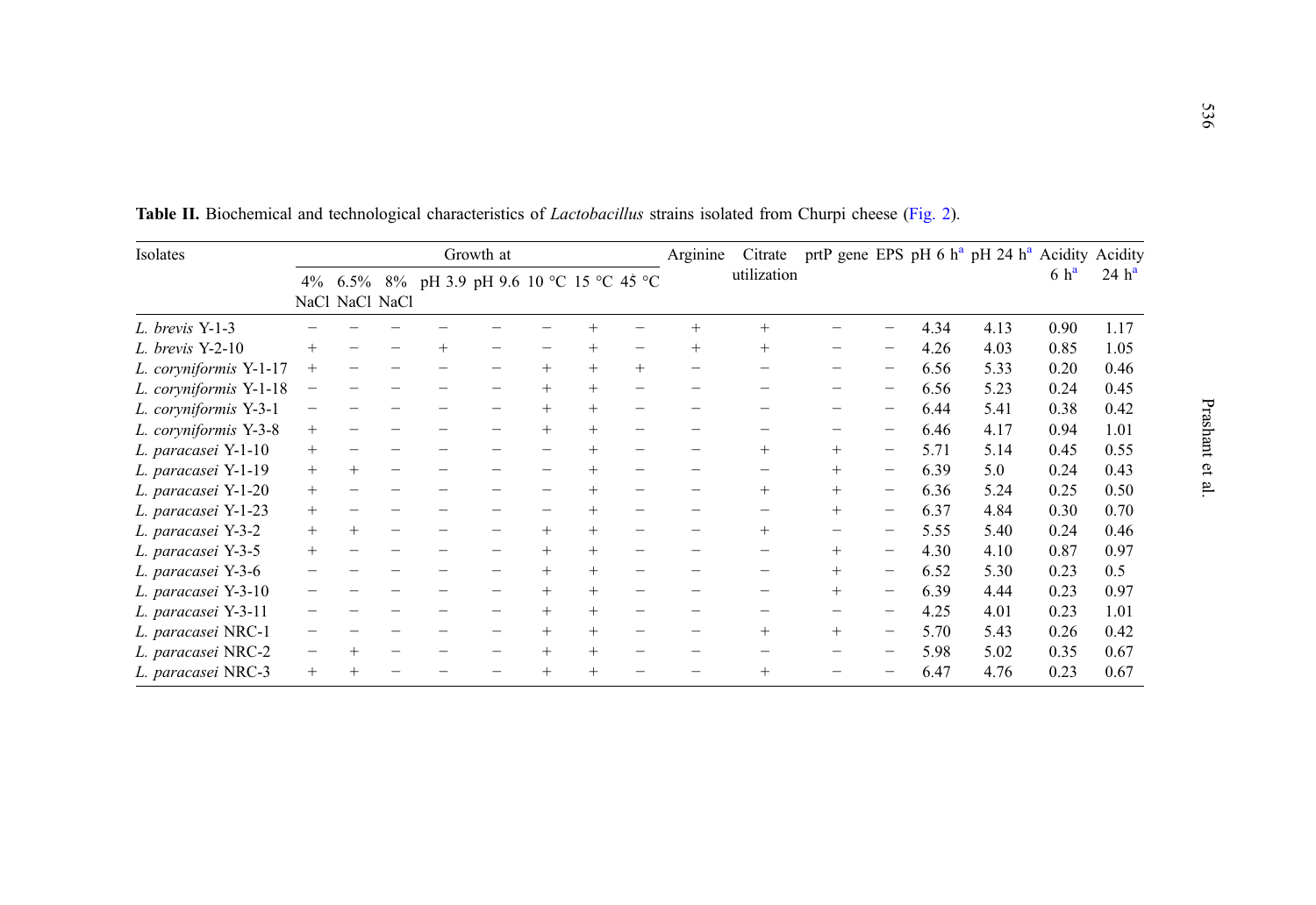**Table II.** Biochemical and technological characteristics of *Lactobacillus* strains isolated from Churpi cheese (Fig. 2).

| Isolates | Growth at | | | | | | | | Arginine | Citrate utilization | prtP gene | EPS | pH 6 h[a] | pH 24 h[a] | Acidity 6 h[a] | Acidity 24 h[a] |
|---|---|---|---|---|---|---|---|---|---|---|---|---|---|---|---|---|
| | 4% NaCl | 6.5% NaCl | 8% NaCl | pH 3.9 | pH 9.6 | 10 °C | 15 °C | 45 °C | | | | | | | | |
| *L. brevis* Y-1-3 | − | − | − | − | − | − | + | − | + | + | − | − | 4.34 | 4.13 | 0.90 | 1.17 |
| *L. brevis* Y-2-10 | + | − | − | + | − | − | + | − | + | + | − | − | 4.26 | 4.03 | 0.85 | 1.05 |
| *L. coryniformis* Y-1-17 | + | − | − | − | − | + | + | + | − | − | − | − | 6.56 | 5.33 | 0.20 | 0.46 |
| *L. coryniformis* Y-1-18 | − | − | − | − | − | + | + | − | − | − | − | − | 6.56 | 5.23 | 0.24 | 0.45 |
| *L. coryniformis* Y-3-1 | − | − | − | − | − | + | + | − | − | − | − | − | 6.44 | 5.41 | 0.38 | 0.42 |
| *L. coryniformis* Y-3-8 | + | − | − | − | − | + | + | − | − | − | − | − | 6.46 | 4.17 | 0.94 | 1.01 |
| *L. paracasei* Y-1-10 | + | − | − | − | − | − | + | − | − | + | + | − | 5.71 | 5.14 | 0.45 | 0.55 |
| *L. paracasei* Y-1-19 | + | + | − | − | − | − | + | − | − | − | + | − | 6.39 | 5.0 | 0.24 | 0.43 |
| *L. paracasei* Y-1-20 | + | − | − | − | − | − | + | − | − | + | + | − | 6.36 | 5.24 | 0.25 | 0.50 |
| *L. paracasei* Y-1-23 | + | − | − | − | − | − | + | − | − | − | + | − | 6.37 | 4.84 | 0.30 | 0.70 |
| *L. paracasei* Y-3-2 | + | + | − | − | − | + | + | − | − | + | − | − | 5.55 | 5.40 | 0.24 | 0.46 |
| *L. paracasei* Y-3-5 | + | − | − | − | − | + | + | − | − | − | + | − | 4.30 | 4.10 | 0.87 | 0.97 |
| *L. paracasei* Y-3-6 | − | − | − | − | − | + | + | − | − | − | + | − | 6.52 | 5.30 | 0.23 | 0.5 |
| *L. paracasei* Y-3-10 | − | − | − | − | − | + | + | − | − | − | + | − | 6.39 | 4.44 | 0.23 | 0.97 |
| *L. paracasei* Y-3-11 | − | − | − | − | − | + | + | − | − | − | − | − | 4.25 | 4.01 | 0.23 | 1.01 |
| *L. paracasei* NRC-1 | − | − | − | − | − | + | + | − | − | + | + | − | 5.70 | 5.43 | 0.26 | 0.42 |
| *L. paracasei* NRC-2 | − | + | − | − | − | + | + | − | − | − | − | − | 5.98 | 5.02 | 0.35 | 0.67 |
| *L. paracasei* NRC-3 | + | + | − | − | − | + | + | − | − | + | − | − | 6.47 | 4.76 | 0.23 | 0.67 |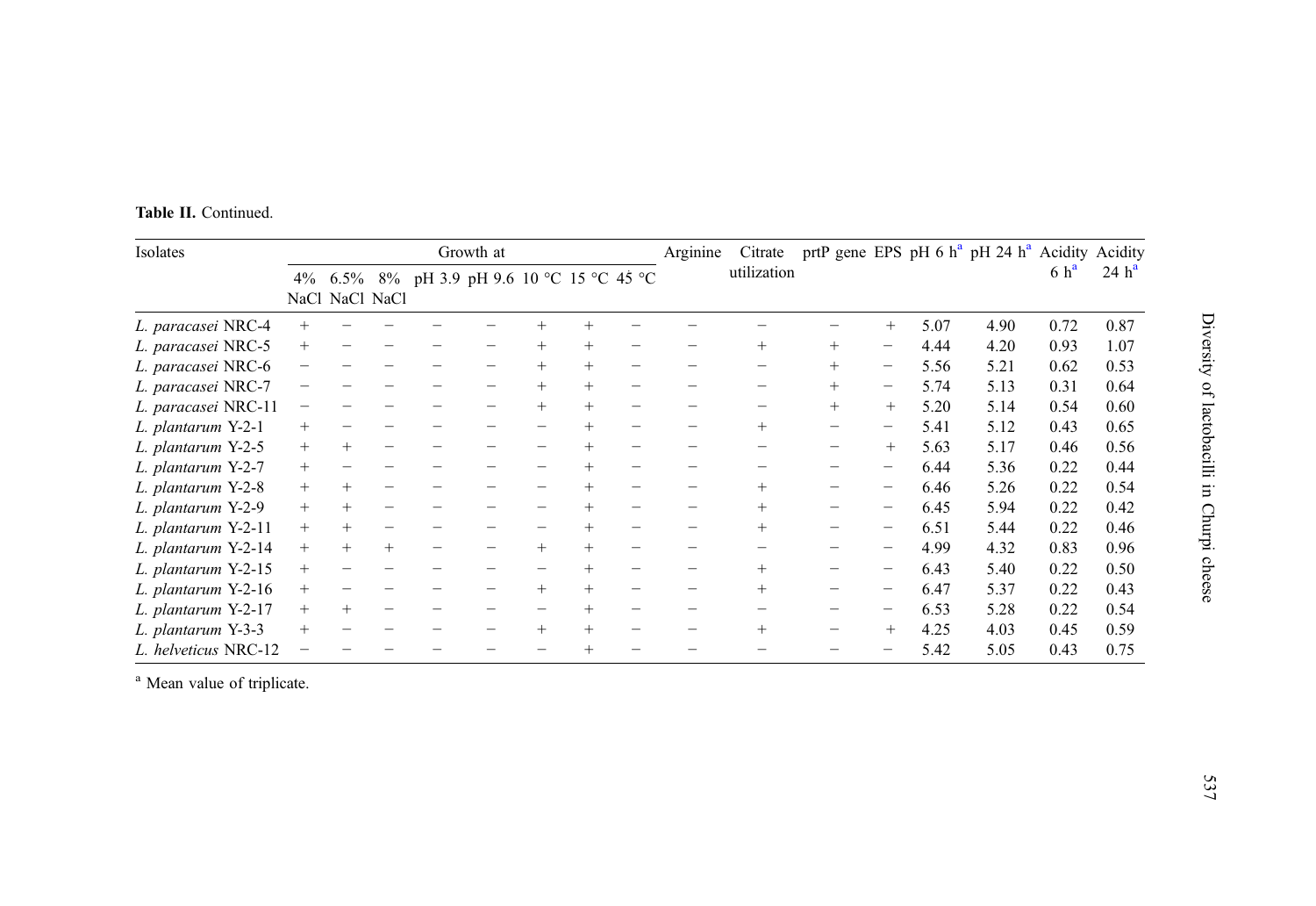**Table II.** Continued.

| Isolates | Growth at | | | | | | | | Arginine | Citrate utilization | prtP gene | EPS | pH 6 h[a] | pH 24 h[a] | Acidity 6 h[a] | Acidity 24 h[a] |
|---|---|---|---|---|---|---|---|---|---|---|---|---|---|---|---|---|
| | 4% NaCl | 6.5% NaCl | 8% NaCl | pH 3.9 | pH 9.6 | 10 °C | 15 °C | 45 °C | | | | | | | | |
| *L. paracasei* NRC-4 | + | − | − | − | − | + | + | − | − | − | − | + | 5.07 | 4.90 | 0.72 | 0.87 |
| *L. paracasei* NRC-5 | + | − | − | − | − | + | + | − | − | + | + | − | 4.44 | 4.20 | 0.93 | 1.07 |
| *L. paracasei* NRC-6 | − | − | − | − | − | + | + | − | − | − | + | − | 5.56 | 5.21 | 0.62 | 0.53 |
| *L. paracasei* NRC-7 | − | − | − | − | − | + | + | − | − | − | + | − | 5.74 | 5.13 | 0.31 | 0.64 |
| *L. paracasei* NRC-11 | − | − | − | − | − | + | + | − | − | − | + | + | 5.20 | 5.14 | 0.54 | 0.60 |
| *L. plantarum* Y-2-1 | + | − | − | − | − | − | + | − | − | + | − | − | 5.41 | 5.12 | 0.43 | 0.65 |
| *L. plantarum* Y-2-5 | + | + | − | − | − | − | + | − | − | − | − | + | 5.63 | 5.17 | 0.46 | 0.56 |
| *L. plantarum* Y-2-7 | + | − | − | − | − | − | + | − | − | − | − | − | 6.44 | 5.36 | 0.22 | 0.44 |
| *L. plantarum* Y-2-8 | + | + | − | − | − | − | + | − | − | + | − | − | 6.46 | 5.26 | 0.22 | 0.54 |
| *L. plantarum* Y-2-9 | + | + | − | − | − | − | + | − | − | + | − | − | 6.45 | 5.94 | 0.22 | 0.42 |
| *L. plantarum* Y-2-11 | + | + | − | − | − | − | + | − | − | + | − | − | 6.51 | 5.44 | 0.22 | 0.46 |
| *L. plantarum* Y-2-14 | + | + | + | − | − | + | + | − | − | − | − | − | 4.99 | 4.32 | 0.83 | 0.96 |
| *L. plantarum* Y-2-15 | + | − | − | − | − | − | + | − | − | + | − | − | 6.43 | 5.40 | 0.22 | 0.50 |
| *L. plantarum* Y-2-16 | + | − | − | − | − | + | + | − | − | + | − | − | 6.47 | 5.37 | 0.22 | 0.43 |
| *L. plantarum* Y-2-17 | + | + | − | − | − | − | + | − | − | − | − | − | 6.53 | 5.28 | 0.22 | 0.54 |
| *L. plantarum* Y-3-3 | + | − | − | − | − | + | + | − | − | + | − | + | 4.25 | 4.03 | 0.45 | 0.59 |
| *L. helveticus* NRC-12 | − | − | − | − | − | − | + | − | − | − | − | − | 5.42 | 5.05 | 0.43 | 0.75 |

[a] Mean value of triplicate.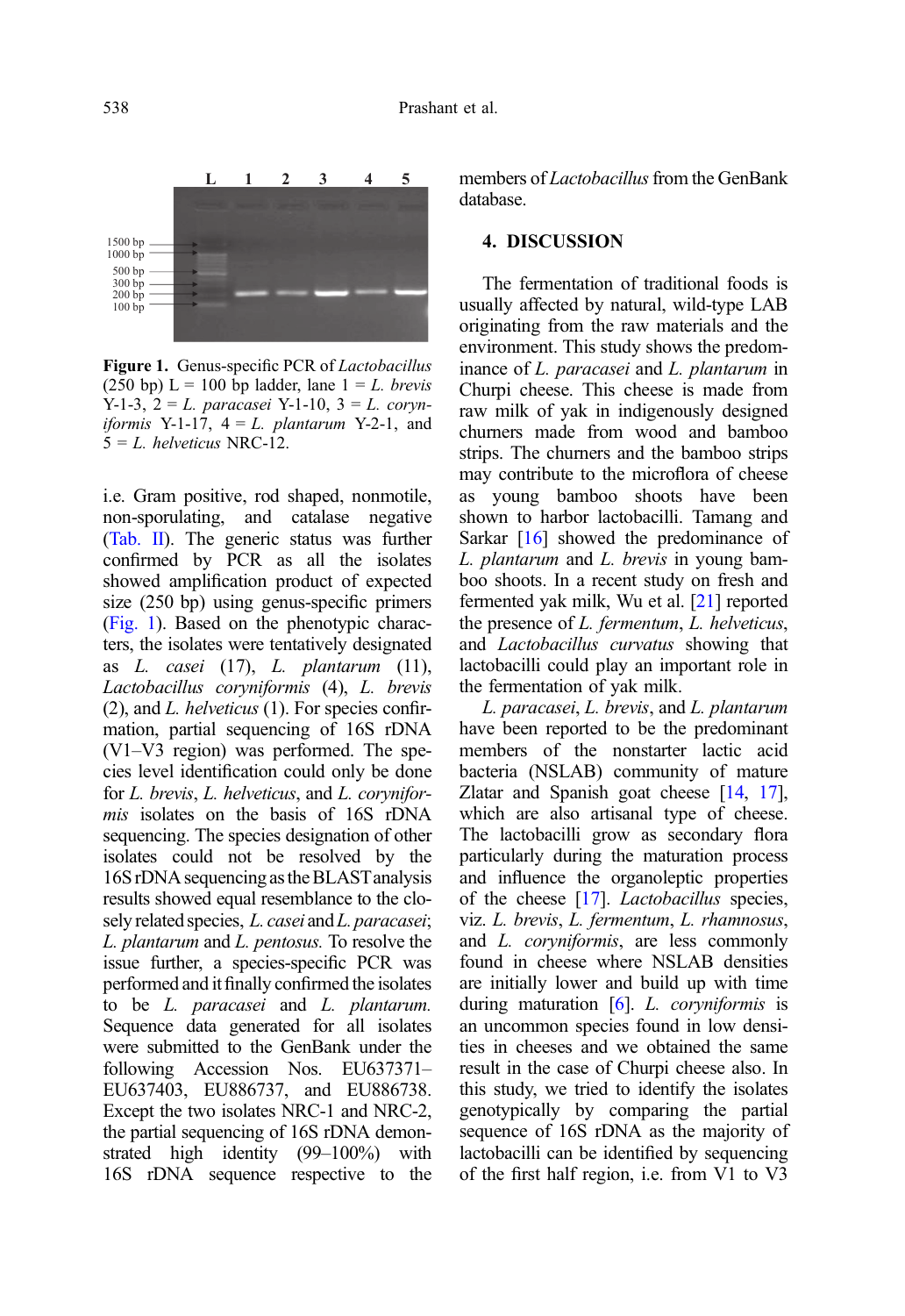**Figure 1.** Genus-specific PCR of *Lactobacillus* (250 bp) L = 100 bp ladder, lane 1 = *L. brevis* Y-1-3, 2 = *L. paracasei* Y-1-10, 3 = *L. coryniformis* Y-1-17, 4 = *L. plantarum* Y-2-1, and 5 = *L. helveticus* NRC-12.

i.e. Gram positive, rod shaped, nonmotile, non-sporulating, and catalase negative (Tab. II). The generic status was further confirmed by PCR as all the isolates showed amplification product of expected size (250 bp) using genus-specific primers (Fig. 1). Based on the phenotypic characters, the isolates were tentatively designated as *L. casei* (17), *L. plantarum* (11), *Lactobacillus coryniformis* (4), *L. brevis* (2), and *L. helveticus* (1). For species confirmation, partial sequencing of 16S rDNA (V1–V3 region) was performed. The species level identification could only be done for *L. brevis*, *L. helveticus*, and *L. coryniformis* isolates on the basis of 16S rDNA sequencing. The species designation of other isolates could not be resolved by the 16S rDNA sequencing as the BLAST analysis results showed equal resemblance to the closely related species, *L. casei* and *L. paracasei*; *L. plantarum* and *L. pentosus.* To resolve the issue further, a species-specific PCR was performed and it finally confirmed the isolates to be *L. paracasei* and *L. plantarum.* Sequence data generated for all isolates were submitted to the GenBank under the following Accession Nos. EU637371–EU637403, EU886737, and EU886738. Except the two isolates NRC-1 and NRC-2, the partial sequencing of 16S rDNA demonstrated high identity (99–100%) with 16S rDNA sequence respective to the members of *Lactobacillus* from the GenBank database.

## 4. DISCUSSION

The fermentation of traditional foods is usually affected by natural, wild-type LAB originating from the raw materials and the environment. This study shows the predominance of *L. paracasei* and *L. plantarum* in Churpi cheese. This cheese is made from raw milk of yak in indigenously designed churners made from wood and bamboo strips. The churners and the bamboo strips may contribute to the microflora of cheese as young bamboo shoots have been shown to harbor lactobacilli. Tamang and Sarkar [16] showed the predominance of *L. plantarum* and *L. brevis* in young bamboo shoots. In a recent study on fresh and fermented yak milk, Wu et al. [21] reported the presence of *L. fermentum*, *L. helveticus*, and *Lactobacillus curvatus* showing that lactobacilli could play an important role in the fermentation of yak milk.

*L. paracasei*, *L. brevis*, and *L. plantarum* have been reported to be the predominant members of the nonstarter lactic acid bacteria (NSLAB) community of mature Zlatar and Spanish goat cheese [14, 17], which are also artisanal type of cheese. The lactobacilli grow as secondary flora particularly during the maturation process and influence the organoleptic properties of the cheese [17]. *Lactobacillus* species, viz. *L. brevis*, *L. fermentum*, *L. rhamnosus*, and *L. coryniformis*, are less commonly found in cheese where NSLAB densities are initially lower and build up with time during maturation [6]. *L. coryniformis* is an uncommon species found in low densities in cheeses and we obtained the same result in the case of Churpi cheese also. In this study, we tried to identify the isolates genotypically by comparing the partial sequence of 16S rDNA as the majority of lactobacilli can be identified by sequencing of the first half region, i.e. from V1 to V3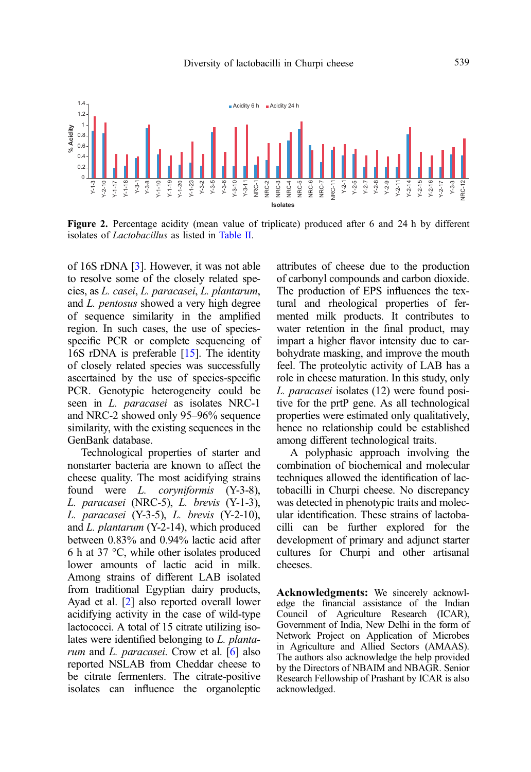**Figure 2.** Percentage acidity (mean value of triplicate) produced after 6 and 24 h by different isolates of *Lactobacillus* as listed in Table II.

of 16S rDNA [3]. However, it was not able to resolve some of the closely related species, as *L. casei*, *L. paracasei*, *L. plantarum*, and *L. pentosus* showed a very high degree of sequence similarity in the amplified region. In such cases, the use of species-specific PCR or complete sequencing of 16S rDNA is preferable [15]. The identity of closely related species was successfully ascertained by the use of species-specific PCR. Genotypic heterogeneity could be seen in *L. paracasei* as isolates NRC-1 and NRC-2 showed only 95–96% sequence similarity, with the existing sequences in the GenBank database.

Technological properties of starter and nonstarter bacteria are known to affect the cheese quality. The most acidifying strains found were *L. coryniformis* (Y-3-8), *L. paracasei* (NRC-5), *L. brevis* (Y-1-3), *L. paracasei* (Y-3-5), *L. brevis* (Y-2-10), and *L. plantarum* (Y-2-14), which produced between 0.83% and 0.94% lactic acid after 6 h at 37 °C, while other isolates produced lower amounts of lactic acid in milk. Among strains of different LAB isolated from traditional Egyptian dairy products, Ayad et al. [2] also reported overall lower acidifying activity in the case of wild-type lactococci. A total of 15 citrate utilizing isolates were identified belonging to *L. plantarum* and *L. paracasei*. Crow et al. [6] also reported NSLAB from Cheddar cheese to be citrate fermenters. The citrate-positive isolates can influence the organoleptic attributes of cheese due to the production of carbonyl compounds and carbon dioxide. The production of EPS influences the textural and rheological properties of fermented milk products. It contributes to water retention in the final product, may impart a higher flavor intensity due to carbohydrate masking, and improve the mouth feel. The proteolytic activity of LAB has a role in cheese maturation. In this study, only *L. paracasei* isolates (12) were found positive for the prtP gene. As all technological properties were estimated only qualitatively, hence no relationship could be established among different technological traits.

A polyphasic approach involving the combination of biochemical and molecular techniques allowed the identification of lactobacilli in Churpi cheese. No discrepancy was detected in phenotypic traits and molecular identification. These strains of lactobacilli can be further explored for the development of primary and adjunct starter cultures for Churpi and other artisanal cheeses.

**Acknowledgments:** We sincerely acknowledge the financial assistance of the Indian Council of Agriculture Research (ICAR), Government of India, New Delhi in the form of Network Project on Application of Microbes in Agriculture and Allied Sectors (AMAAS). The authors also acknowledge the help provided by the Directors of NBAIM and NBAGR. Senior Research Fellowship of Prashant by ICAR is also acknowledged.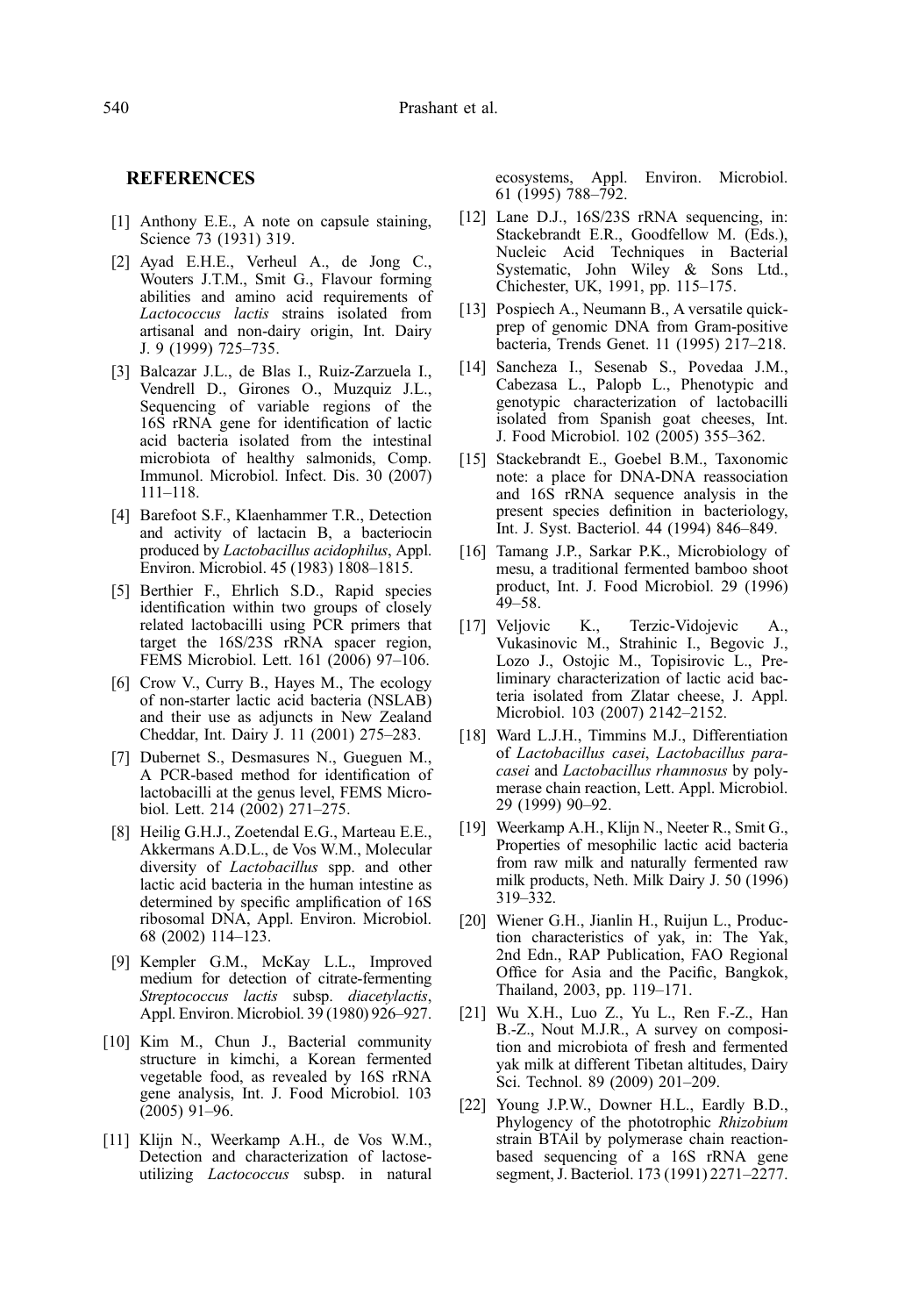## REFERENCES

[1] Anthony E.E., A note on capsule staining, Science 73 (1931) 319.

[2] Ayad E.H.E., Verheul A., de Jong C., Wouters J.T.M., Smit G., Flavour forming abilities and amino acid requirements of *Lactococcus lactis* strains isolated from artisanal and non-dairy origin, Int. Dairy J. 9 (1999) 725–735.

[3] Balcazar J.L., de Blas I., Ruiz-Zarzuela I., Vendrell D., Girones O., Muzquiz J.L., Sequencing of variable regions of the 16S rRNA gene for identification of lactic acid bacteria isolated from the intestinal microbiota of healthy salmonids, Comp. Immunol. Microbiol. Infect. Dis. 30 (2007) 111–118.

[4] Barefoot S.F., Klaenhammer T.R., Detection and activity of lactacin B, a bacteriocin produced by *Lactobacillus acidophilus*, Appl. Environ. Microbiol. 45 (1983) 1808–1815.

[5] Berthier F., Ehrlich S.D., Rapid species identification within two groups of closely related lactobacilli using PCR primers that target the 16S/23S rRNA spacer region, FEMS Microbiol. Lett. 161 (2006) 97–106.

[6] Crow V., Curry B., Hayes M., The ecology of non-starter lactic acid bacteria (NSLAB) and their use as adjuncts in New Zealand Cheddar, Int. Dairy J. 11 (2001) 275–283.

[7] Dubernet S., Desmasures N., Gueguen M., A PCR-based method for identification of lactobacilli at the genus level, FEMS Microbiol. Lett. 214 (2002) 271–275.

[8] Heilig G.H.J., Zoetendal E.G., Marteau E.E., Akkermans A.D.L., de Vos W.M., Molecular diversity of *Lactobacillus* spp. and other lactic acid bacteria in the human intestine as determined by specific amplification of 16S ribosomal DNA, Appl. Environ. Microbiol. 68 (2002) 114–123.

[9] Kempler G.M., McKay L.L., Improved medium for detection of citrate-fermenting *Streptococcus lactis* subsp. *diacetylactis*, Appl. Environ. Microbiol. 39 (1980) 926–927.

[10] Kim M., Chun J., Bacterial community structure in kimchi, a Korean fermented vegetable food, as revealed by 16S rRNA gene analysis, Int. J. Food Microbiol. 103 (2005) 91–96.

[11] Klijn N., Weerkamp A.H., de Vos W.M., Detection and characterization of lactose-utilizing *Lactococcus* subsp. in natural ecosystems, Appl. Environ. Microbiol. 61 (1995) 788–792.

[12] Lane D.J., 16S/23S rRNA sequencing, in: Stackebrandt E.R., Goodfellow M. (Eds.), Nucleic Acid Techniques in Bacterial Systematic, John Wiley & Sons Ltd., Chichester, UK, 1991, pp. 115–175.

[13] Pospiech A., Neumann B., A versatile quick-prep of genomic DNA from Gram-positive bacteria, Trends Genet. 11 (1995) 217–218.

[14] Sancheza I., Sesenab S., Povedaa J.M., Cabezasa L., Palopb L., Phenotypic and genotypic characterization of lactobacilli isolated from Spanish goat cheeses, Int. J. Food Microbiol. 102 (2005) 355–362.

[15] Stackebrandt E., Goebel B.M., Taxonomic note: a place for DNA-DNA reassociation and 16S rRNA sequence analysis in the present species definition in bacteriology, Int. J. Syst. Bacteriol. 44 (1994) 846–849.

[16] Tamang J.P., Sarkar P.K., Microbiology of mesu, a traditional fermented bamboo shoot product, Int. J. Food Microbiol. 29 (1996) 49–58.

[17] Veljovic K., Terzic-Vidojevic A., Vukasinovic M., Strahinic I., Begovic J., Lozo J., Ostojic M., Topisirovic L., Preliminary characterization of lactic acid bacteria isolated from Zlatar cheese, J. Appl. Microbiol. 103 (2007) 2142–2152.

[18] Ward L.J.H., Timmins M.J., Differentiation of *Lactobacillus casei*, *Lactobacillus paracasei* and *Lactobacillus rhamnosus* by polymerase chain reaction, Lett. Appl. Microbiol. 29 (1999) 90–92.

[19] Weerkamp A.H., Klijn N., Neeter R., Smit G., Properties of mesophilic lactic acid bacteria from raw milk and naturally fermented raw milk products, Neth. Milk Dairy J. 50 (1996) 319–332.

[20] Wiener G.H., Jianlin H., Ruijun L., Production characteristics of yak, in: The Yak, 2nd Edn., RAP Publication, FAO Regional Office for Asia and the Pacific, Bangkok, Thailand, 2003, pp. 119–171.

[21] Wu X.H., Luo Z., Yu L., Ren F.-Z., Han B.-Z., Nout M.J.R., A survey on composition and microbiota of fresh and fermented yak milk at different Tibetan altitudes, Dairy Sci. Technol. 89 (2009) 201–209.

[22] Young J.P.W., Downer H.L., Eardly B.D., Phylogency of the phototrophic *Rhizobium* strain BTAil by polymerase chain reaction-based sequencing of a 16S rRNA gene segment, J. Bacteriol. 173 (1991) 2271–2277.